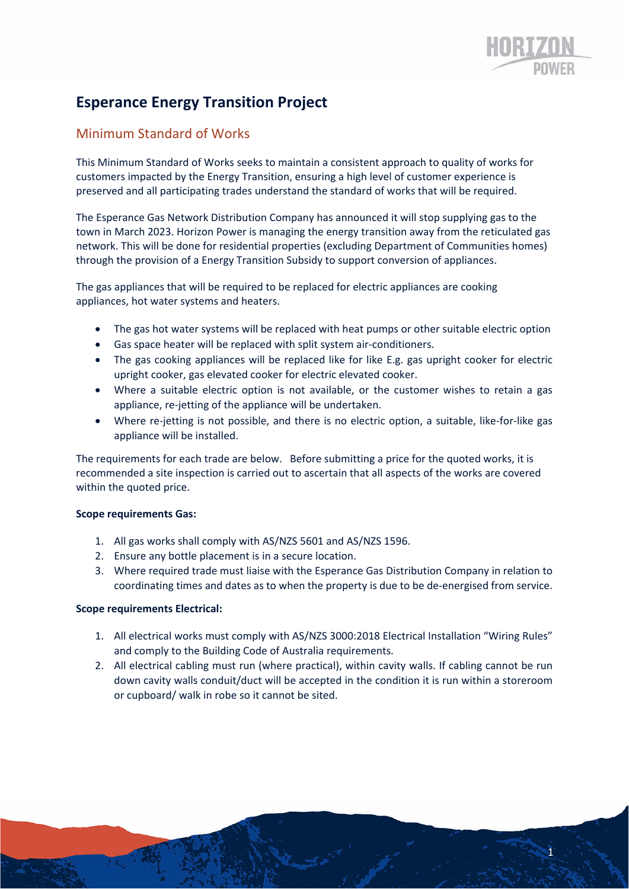# Esperance Energy Transition Project

## Minimum Standard of Works

This Minimum Standard of Works seeks to maintain a consistent approach to quality of works for customers impacted by the Energy Transition, ensuring a high level of customer experience is preserved and all participating trades understand the standard of works that will be required.

The Esperance Gas Network Distribution Company has announced it will stop supplying gas to the town in March 2023. Horizon Power is managing the energy transition away from the reticulated gas network. This will be done for residential properties (excluding Department of Communities homes) through the provision of a Energy Transition Subsidy to support conversion of appliances.

The gas appliances that will be required to be replaced for electric appliances are cooking appliances, hot water systems and heaters.

- The gas hot water systems will be replaced with heat pumps or other suitable electric option
- Gas space heater will be replaced with split system air-conditioners.
- The gas cooking appliances will be replaced like for like E.g. gas upright cooker for electric upright cooker, gas elevated cooker for electric elevated cooker.
- Where a suitable electric option is not available, or the customer wishes to retain a gas appliance, re-jetting of the appliance will be undertaken.
- Where re-jetting is not possible, and there is no electric option, a suitable, like-for-like gas appliance will be installed.

The requirements for each trade are below. Before submitting a price for the quoted works, it is recommended a site inspection is carried out to ascertain that all aspects of the works are covered within the quoted price.

**Scope requirements Gas:**

1. All gas works shall comply with AS/NZS 5601 and AS/NZS 1596.
2. Ensure any bottle placement is in a secure location.
3. Where required trade must liaise with the Esperance Gas Distribution Company in relation to coordinating times and dates as to when the property is due to be de-energised from service.

**Scope requirements Electrical:**

1. All electrical works must comply with AS/NZS 3000:2018 Electrical Installation "Wiring Rules" and comply to the Building Code of Australia requirements.
2. All electrical cabling must run (where practical), within cavity walls. If cabling cannot be run down cavity walls conduit/duct will be accepted in the condition it is run within a storeroom or cupboard/ walk in robe so it cannot be sited.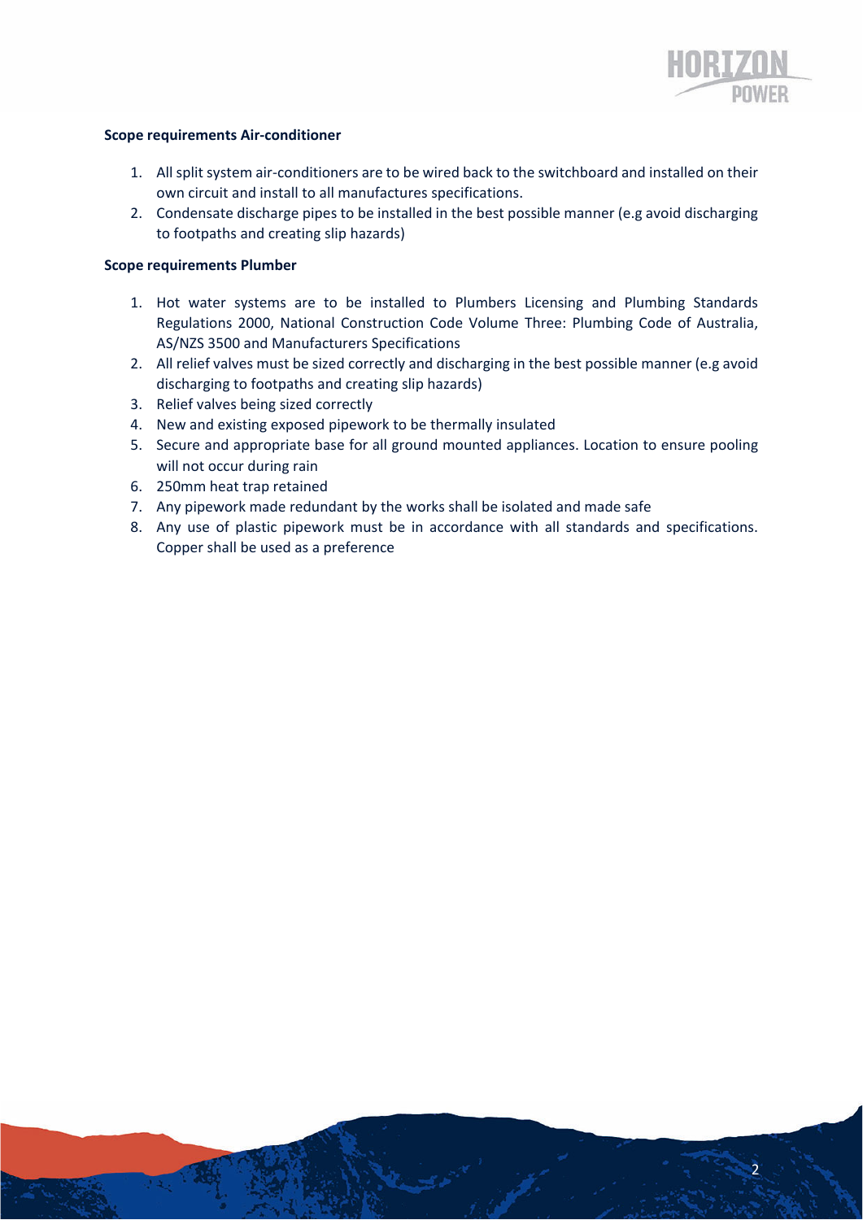**Scope requirements Air-conditioner**

1. All split system air-conditioners are to be wired back to the switchboard and installed on their own circuit and install to all manufactures specifications.
2. Condensate discharge pipes to be installed in the best possible manner (e.g avoid discharging to footpaths and creating slip hazards)

**Scope requirements Plumber**

1. Hot water systems are to be installed to Plumbers Licensing and Plumbing Standards Regulations 2000, National Construction Code Volume Three: Plumbing Code of Australia, AS/NZS 3500 and Manufacturers Specifications
2. All relief valves must be sized correctly and discharging in the best possible manner (e.g avoid discharging to footpaths and creating slip hazards)
3. Relief valves being sized correctly
4. New and existing exposed pipework to be thermally insulated
5. Secure and appropriate base for all ground mounted appliances. Location to ensure pooling will not occur during rain
6. 250mm heat trap retained
7. Any pipework made redundant by the works shall be isolated and made safe
8. Any use of plastic pipework must be in accordance with all standards and specifications. Copper shall be used as a preference